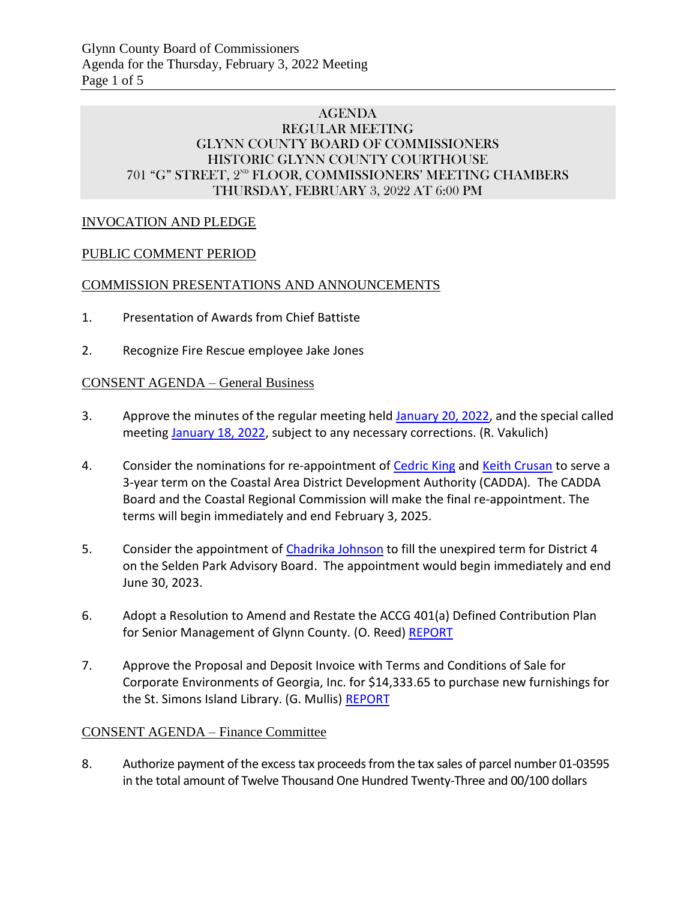# AGENDA
## REGULAR MEETING
## GLYNN COUNTY BOARD OF COMMISSIONERS
## HISTORIC GLYNN COUNTY COURTHOUSE
## 701 "G" STREET, 2ND FLOOR, COMMISSIONERS' MEETING CHAMBERS
## THURSDAY, FEBRUARY 3, 2022 AT 6:00 PM

INVOCATION AND PLEDGE

PUBLIC COMMENT PERIOD

COMMISSION PRESENTATIONS AND ANNOUNCEMENTS

1. Presentation of Awards from Chief Battiste

2. Recognize Fire Rescue employee Jake Jones

CONSENT AGENDA – General Business

3. Approve the minutes of the regular meeting held January 20, 2022, and the special called meeting January 18, 2022, subject to any necessary corrections. (R. Vakulich)

4. Consider the nominations for re-appointment of Cedric King and Keith Crusan to serve a 3-year term on the Coastal Area District Development Authority (CADDA). The CADDA Board and the Coastal Regional Commission will make the final re-appointment. The terms will begin immediately and end February 3, 2025.

5. Consider the appointment of Chadrika Johnson to fill the unexpired term for District 4 on the Selden Park Advisory Board. The appointment would begin immediately and end June 30, 2023.

6. Adopt a Resolution to Amend and Restate the ACCG 401(a) Defined Contribution Plan for Senior Management of Glynn County. (O. Reed) REPORT

7. Approve the Proposal and Deposit Invoice with Terms and Conditions of Sale for Corporate Environments of Georgia, Inc. for $14,333.65 to purchase new furnishings for the St. Simons Island Library. (G. Mullis) REPORT

CONSENT AGENDA – Finance Committee

8. Authorize payment of the excess tax proceeds from the tax sales of parcel number 01-03595 in the total amount of Twelve Thousand One Hundred Twenty-Three and 00/100 dollars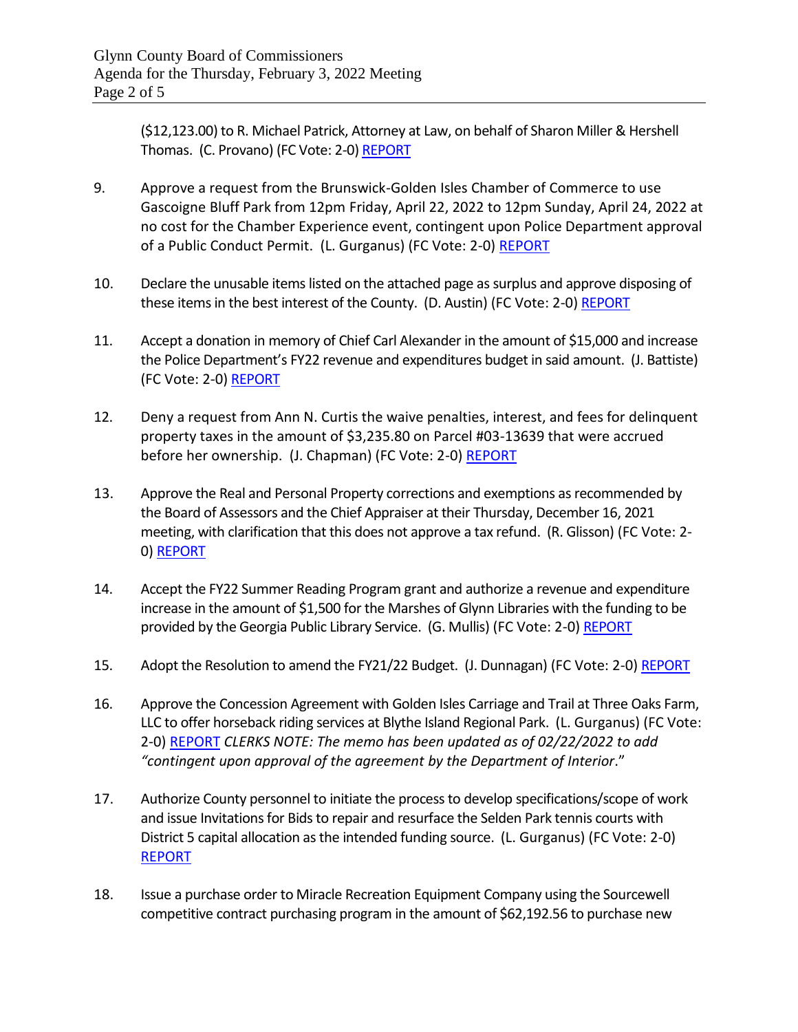($12,123.00) to R. Michael Patrick, Attorney at Law, on behalf of Sharon Miller & Hershell Thomas. (C. Provano) (FC Vote: 2-0) REPORT

9. Approve a request from the Brunswick-Golden Isles Chamber of Commerce to use Gascoigne Bluff Park from 12pm Friday, April 22, 2022 to 12pm Sunday, April 24, 2022 at no cost for the Chamber Experience event, contingent upon Police Department approval of a Public Conduct Permit. (L. Gurganus) (FC Vote: 2-0) REPORT

10. Declare the unusable items listed on the attached page as surplus and approve disposing of these items in the best interest of the County. (D. Austin) (FC Vote: 2-0) REPORT

11. Accept a donation in memory of Chief Carl Alexander in the amount of $15,000 and increase the Police Department's FY22 revenue and expenditures budget in said amount. (J. Battiste) (FC Vote: 2-0) REPORT

12. Deny a request from Ann N. Curtis the waive penalties, interest, and fees for delinquent property taxes in the amount of $3,235.80 on Parcel #03-13639 that were accrued before her ownership. (J. Chapman) (FC Vote: 2-0) REPORT

13. Approve the Real and Personal Property corrections and exemptions as recommended by the Board of Assessors and the Chief Appraiser at their Thursday, December 16, 2021 meeting, with clarification that this does not approve a tax refund. (R. Glisson) (FC Vote: 2-0) REPORT

14. Accept the FY22 Summer Reading Program grant and authorize a revenue and expenditure increase in the amount of $1,500 for the Marshes of Glynn Libraries with the funding to be provided by the Georgia Public Library Service. (G. Mullis) (FC Vote: 2-0) REPORT

15. Adopt the Resolution to amend the FY21/22 Budget. (J. Dunnagan) (FC Vote: 2-0) REPORT

16. Approve the Concession Agreement with Golden Isles Carriage and Trail at Three Oaks Farm, LLC to offer horseback riding services at Blythe Island Regional Park. (L. Gurganus) (FC Vote: 2-0) REPORT *CLERKS NOTE: The memo has been updated as of 02/22/2022 to add "contingent upon approval of the agreement by the Department of Interior*."

17. Authorize County personnel to initiate the process to develop specifications/scope of work and issue Invitations for Bids to repair and resurface the Selden Park tennis courts with District 5 capital allocation as the intended funding source. (L. Gurganus) (FC Vote: 2-0) REPORT

18. Issue a purchase order to Miracle Recreation Equipment Company using the Sourcewell competitive contract purchasing program in the amount of $62,192.56 to purchase new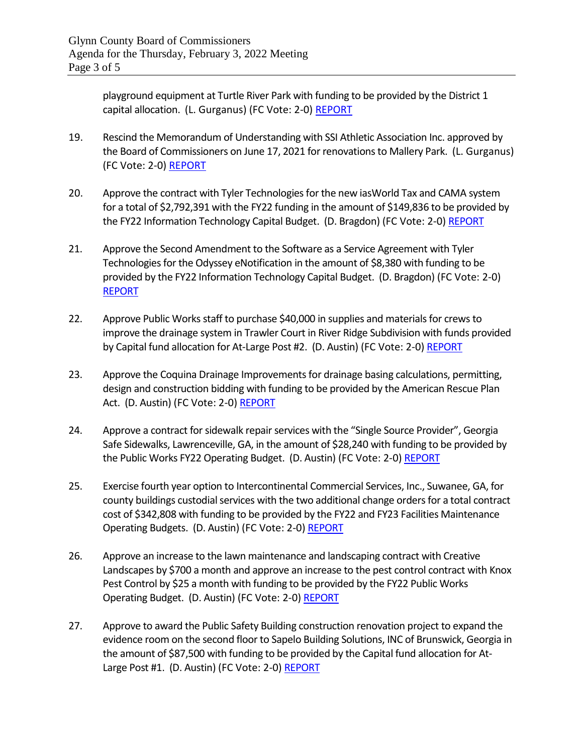playground equipment at Turtle River Park with funding to be provided by the District 1 capital allocation. (L. Gurganus) (FC Vote: 2-0) REPORT

19. Rescind the Memorandum of Understanding with SSI Athletic Association Inc. approved by the Board of Commissioners on June 17, 2021 for renovations to Mallery Park. (L. Gurganus) (FC Vote: 2-0) REPORT

20. Approve the contract with Tyler Technologies for the new iasWorld Tax and CAMA system for a total of $2,792,391 with the FY22 funding in the amount of $149,836 to be provided by the FY22 Information Technology Capital Budget. (D. Bragdon) (FC Vote: 2-0) REPORT

21. Approve the Second Amendment to the Software as a Service Agreement with Tyler Technologies for the Odyssey eNotification in the amount of $8,380 with funding to be provided by the FY22 Information Technology Capital Budget. (D. Bragdon) (FC Vote: 2-0) REPORT

22. Approve Public Works staff to purchase $40,000 in supplies and materials for crews to improve the drainage system in Trawler Court in River Ridge Subdivision with funds provided by Capital fund allocation for At-Large Post #2. (D. Austin) (FC Vote: 2-0) REPORT

23. Approve the Coquina Drainage Improvements for drainage basing calculations, permitting, design and construction bidding with funding to be provided by the American Rescue Plan Act. (D. Austin) (FC Vote: 2-0) REPORT

24. Approve a contract for sidewalk repair services with the "Single Source Provider", Georgia Safe Sidewalks, Lawrenceville, GA, in the amount of $28,240 with funding to be provided by the Public Works FY22 Operating Budget. (D. Austin) (FC Vote: 2-0) REPORT

25. Exercise fourth year option to Intercontinental Commercial Services, Inc., Suwanee, GA, for county buildings custodial services with the two additional change orders for a total contract cost of $342,808 with funding to be provided by the FY22 and FY23 Facilities Maintenance Operating Budgets. (D. Austin) (FC Vote: 2-0) REPORT

26. Approve an increase to the lawn maintenance and landscaping contract with Creative Landscapes by $700 a month and approve an increase to the pest control contract with Knox Pest Control by $25 a month with funding to be provided by the FY22 Public Works Operating Budget. (D. Austin) (FC Vote: 2-0) REPORT

27. Approve to award the Public Safety Building construction renovation project to expand the evidence room on the second floor to Sapelo Building Solutions, INC of Brunswick, Georgia in the amount of $87,500 with funding to be provided by the Capital fund allocation for At-Large Post #1. (D. Austin) (FC Vote: 2-0) REPORT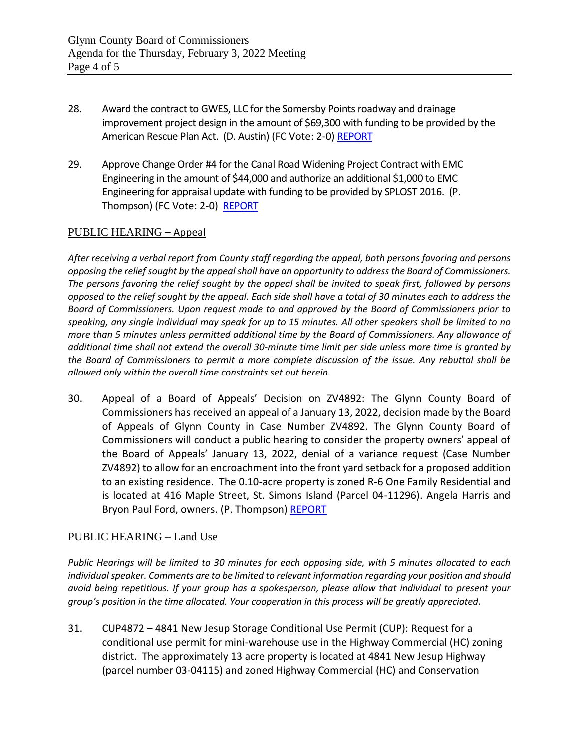28. Award the contract to GWES, LLC for the Somersby Points roadway and drainage improvement project design in the amount of $69,300 with funding to be provided by the American Rescue Plan Act. (D. Austin) (FC Vote: 2-0) REPORT

29. Approve Change Order #4 for the Canal Road Widening Project Contract with EMC Engineering in the amount of $44,000 and authorize an additional $1,000 to EMC Engineering for appraisal update with funding to be provided by SPLOST 2016. (P. Thompson) (FC Vote: 2-0) REPORT

## PUBLIC HEARING – Appeal

*After receiving a verbal report from County staff regarding the appeal, both persons favoring and persons opposing the relief sought by the appeal shall have an opportunity to address the Board of Commissioners. The persons favoring the relief sought by the appeal shall be invited to speak first, followed by persons opposed to the relief sought by the appeal. Each side shall have a total of 30 minutes each to address the Board of Commissioners. Upon request made to and approved by the Board of Commissioners prior to speaking, any single individual may speak for up to 15 minutes. All other speakers shall be limited to no more than 5 minutes unless permitted additional time by the Board of Commissioners. Any allowance of additional time shall not extend the overall 30-minute time limit per side unless more time is granted by the Board of Commissioners to permit a more complete discussion of the issue. Any rebuttal shall be allowed only within the overall time constraints set out herein.*

30. Appeal of a Board of Appeals' Decision on ZV4892: The Glynn County Board of Commissioners has received an appeal of a January 13, 2022, decision made by the Board of Appeals of Glynn County in Case Number ZV4892. The Glynn County Board of Commissioners will conduct a public hearing to consider the property owners' appeal of the Board of Appeals' January 13, 2022, denial of a variance request (Case Number ZV4892) to allow for an encroachment into the front yard setback for a proposed addition to an existing residence. The 0.10-acre property is zoned R-6 One Family Residential and is located at 416 Maple Street, St. Simons Island (Parcel 04-11296). Angela Harris and Bryon Paul Ford, owners. (P. Thompson) REPORT

## PUBLIC HEARING – Land Use

*Public Hearings will be limited to 30 minutes for each opposing side, with 5 minutes allocated to each individual speaker. Comments are to be limited to relevant information regarding your position and should avoid being repetitious. If your group has a spokesperson, please allow that individual to present your group's position in the time allocated. Your cooperation in this process will be greatly appreciated.*

31. CUP4872 – 4841 New Jesup Storage Conditional Use Permit (CUP): Request for a conditional use permit for mini-warehouse use in the Highway Commercial (HC) zoning district. The approximately 13 acre property is located at 4841 New Jesup Highway (parcel number 03-04115) and zoned Highway Commercial (HC) and Conservation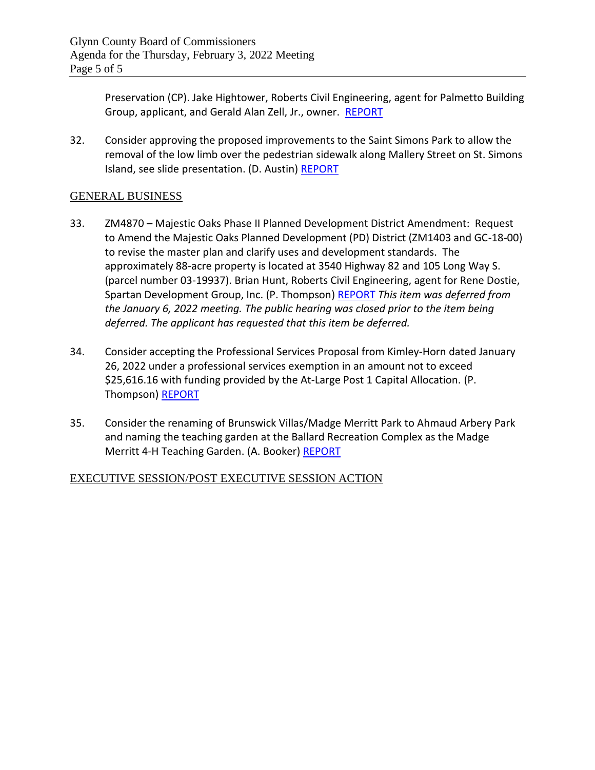Preservation (CP). Jake Hightower, Roberts Civil Engineering, agent for Palmetto Building Group, applicant, and Gerald Alan Zell, Jr., owner. REPORT

32. Consider approving the proposed improvements to the Saint Simons Park to allow the removal of the low limb over the pedestrian sidewalk along Mallery Street on St. Simons Island, see slide presentation. (D. Austin) REPORT

## GENERAL BUSINESS

33. ZM4870 – Majestic Oaks Phase II Planned Development District Amendment: Request to Amend the Majestic Oaks Planned Development (PD) District (ZM1403 and GC-18-00) to revise the master plan and clarify uses and development standards. The approximately 88-acre property is located at 3540 Highway 82 and 105 Long Way S. (parcel number 03-19937). Brian Hunt, Roberts Civil Engineering, agent for Rene Dostie, Spartan Development Group, Inc. (P. Thompson) REPORT *This item was deferred from the January 6, 2022 meeting. The public hearing was closed prior to the item being deferred. The applicant has requested that this item be deferred.*

34. Consider accepting the Professional Services Proposal from Kimley-Horn dated January 26, 2022 under a professional services exemption in an amount not to exceed $25,616.16 with funding provided by the At-Large Post 1 Capital Allocation. (P. Thompson) REPORT

35. Consider the renaming of Brunswick Villas/Madge Merritt Park to Ahmaud Arbery Park and naming the teaching garden at the Ballard Recreation Complex as the Madge Merritt 4-H Teaching Garden. (A. Booker) REPORT

## EXECUTIVE SESSION/POST EXECUTIVE SESSION ACTION